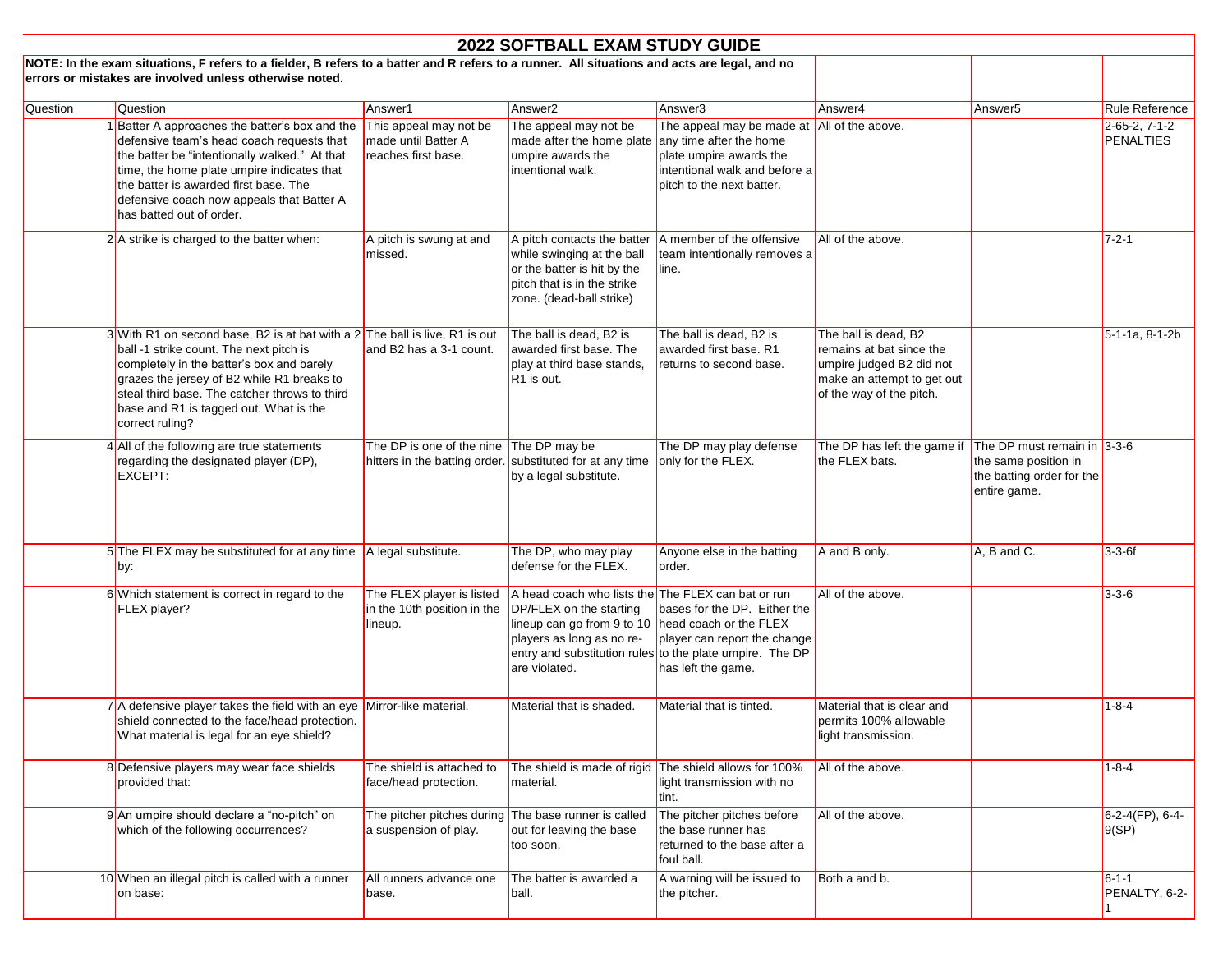# 2022 SOFTBALL EXAM STUDY GUIDE

**NOTE: In the exam situations, F refers to a fielder, B refers to a batter and R refers to a runner. All situations and acts are legal, and no errors or mistakes are involved unless otherwise noted.**

| Question | Question | Answer1 | Answer2 | Answer3 | Answer4 | Answer5 | Rule Reference |
|---|---|---|---|---|---|---|---|
| 1 | Batter A approaches the batter's box and the defensive team's head coach requests that the batter be "intentionally walked." At that time, the home plate umpire indicates that the batter is awarded first base. The defensive coach now appeals that Batter A has batted out of order. | This appeal may not be made until Batter A reaches first base. | The appeal may not be made after the home plate umpire awards the intentional walk. | The appeal may be made at any time after the home plate umpire awards the intentional walk and before a pitch to the next batter. | All of the above. | | 2-65-2, 7-1-2 PENALTIES |
| 2 | A strike is charged to the batter when: | A pitch is swung at and missed. | A pitch contacts the batter while swinging at the ball or the batter is hit by the pitch that is in the strike zone. (dead-ball strike) | A member of the offensive team intentionally removes a line. | All of the above. | | 7-2-1 |
| 3 | With R1 on second base, B2 is at bat with a 2 ball -1 strike count. The next pitch is completely in the batter's box and barely grazes the jersey of B2 while R1 breaks to steal third base. The catcher throws to third base and R1 is tagged out. What is the correct ruling? | The ball is live, R1 is out and B2 has a 3-1 count. | The ball is dead, B2 is awarded first base. The play at third base stands, R1 is out. | The ball is dead, B2 is awarded first base. R1 returns to second base. | The ball is dead, B2 remains at bat since the umpire judged B2 did not make an attempt to get out of the way of the pitch. | | 5-1-1a, 8-1-2b |
| 4 | All of the following are true statements regarding the designated player (DP), EXCEPT: | The DP is one of the nine hitters in the batting order. | The DP may be substituted for at any time by a legal substitute. | The DP may play defense only for the FLEX. | The DP has left the game if the FLEX bats. | The DP must remain in the same position in the batting order for the entire game. | 3-3-6 |
| 5 | The FLEX may be substituted for at any time by: | A legal substitute. | The DP, who may play defense for the FLEX. | Anyone else in the batting order. | A and B only. | A, B and C. | 3-3-6f |
| 6 | Which statement is correct in regard to the FLEX player? | The FLEX player is listed in the 10th position in the lineup. | A head coach who lists the DP/FLEX on the starting lineup can go from 9 to 10 players as long as no re-entry and substitution rules are violated. | The FLEX can bat or run bases for the DP. Either the head coach or the FLEX player can report the change to the plate umpire. The DP has left the game. | All of the above. | | 3-3-6 |
| 7 | A defensive player takes the field with an eye shield connected to the face/head protection. What material is legal for an eye shield? | Mirror-like material. | Material that is shaded. | Material that is tinted. | Material that is clear and permits 100% allowable light transmission. | | 1-8-4 |
| 8 | Defensive players may wear face shields provided that: | The shield is attached to face/head protection. | The shield is made of rigid material. | The shield allows for 100% light transmission with no tint. | All of the above. | | 1-8-4 |
| 9 | An umpire should declare a "no-pitch" on which of the following occurrences? | The pitcher pitches during a suspension of play. | The base runner is called out for leaving the base too soon. | The pitcher pitches before the base runner has returned to the base after a foul ball. | All of the above. | | 6-2-4(FP), 6-4-9(SP) |
| 10 | When an illegal pitch is called with a runner on base: | All runners advance one base. | The batter is awarded a ball. | A warning will be issued to the pitcher. | Both a and b. | | 6-1-1 PENALTY, 6-2-1 |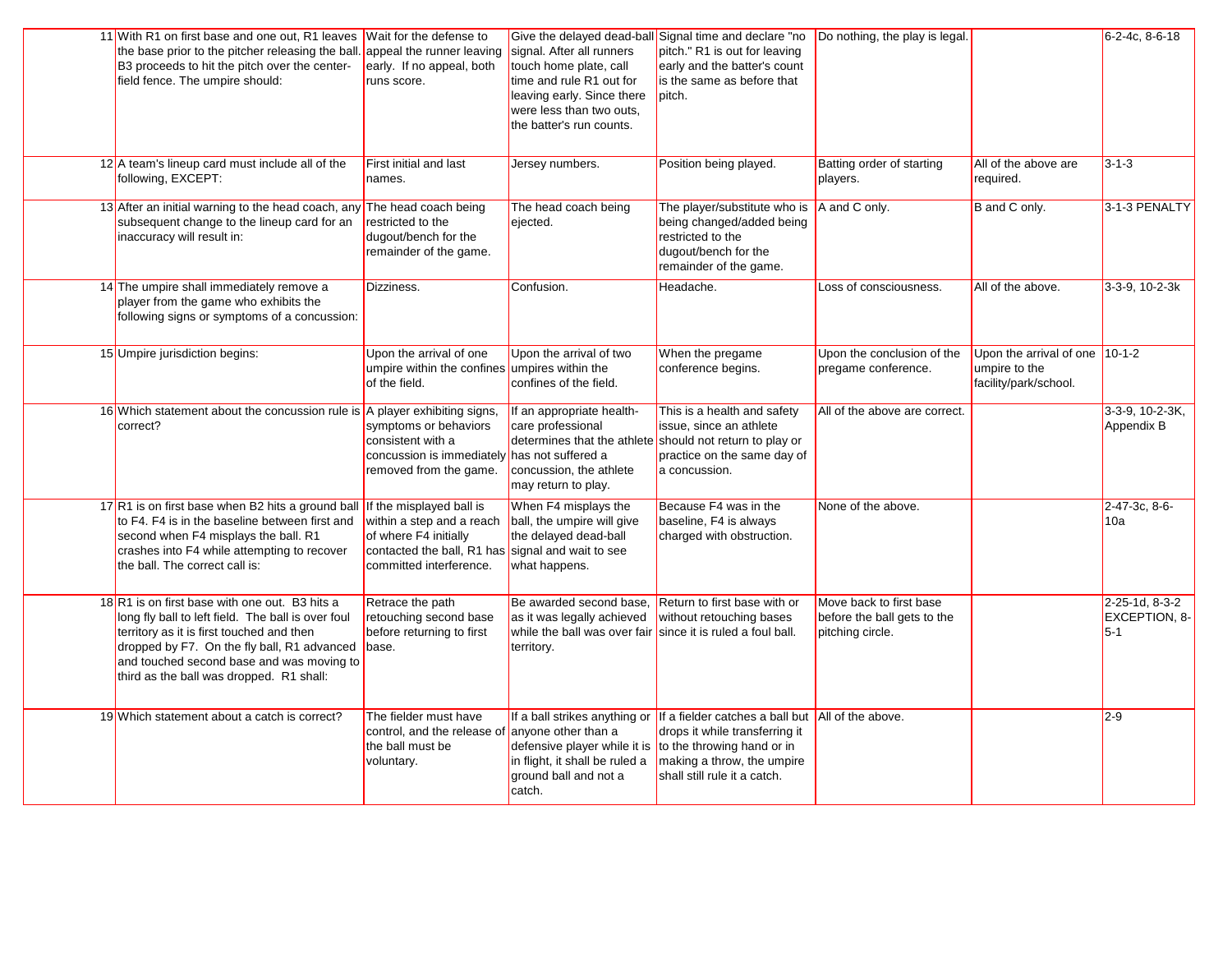| | | | | | | | |
|---|---|---|---|---|---|---|---|
| 11 | With R1 on first base and one out, R1 leaves the base prior to the pitcher releasing the ball. B3 proceeds to hit the pitch over the center-field fence. The umpire should: | Wait for the defense to appeal the runner leaving early. If no appeal, both runs score. | Give the delayed dead-ball signal. After all runners touch home plate, call time and rule R1 out for leaving early. Since there were less than two outs, the batter's run counts. | Signal time and declare "no pitch." R1 is out for leaving early and the batter's count is the same as before that pitch. | Do nothing, the play is legal. | | 6-2-4c, 8-6-18 |
| 12 | A team's lineup card must include all of the following, EXCEPT: | First initial and last names. | Jersey numbers. | Position being played. | Batting order of starting players. | All of the above are required. | 3-1-3 |
| 13 | After an initial warning to the head coach, any subsequent change to the lineup card for an inaccuracy will result in: | The head coach being restricted to the dugout/bench for the remainder of the game. | The head coach being ejected. | The player/substitute who is being changed/added being restricted to the dugout/bench for the remainder of the game. | A and C only. | B and C only. | 3-1-3 PENALTY |
| 14 | The umpire shall immediately remove a player from the game who exhibits the following signs or symptoms of a concussion: | Dizziness. | Confusion. | Headache. | Loss of consciousness. | All of the above. | 3-3-9, 10-2-3k |
| 15 | Umpire jurisdiction begins: | Upon the arrival of one umpire within the confines of the field. | Upon the arrival of two umpires within the confines of the field. | When the pregame conference begins. | Upon the conclusion of the pregame conference. | Upon the arrival of one umpire to the facility/park/school. | 10-1-2 |
| 16 | Which statement about the concussion rule is correct? | A player exhibiting signs, symptoms or behaviors consistent with a concussion is immediately removed from the game. | If an appropriate health-care professional determines that the athlete has not suffered a concussion, the athlete may return to play. | This is a health and safety issue, since an athlete should not return to play or practice on the same day of a concussion. | All of the above are correct. | | 3-3-9, 10-2-3K, Appendix B |
| 17 | R1 is on first base when B2 hits a ground ball to F4. F4 is in the baseline between first and second when F4 misplays the ball. R1 crashes into F4 while attempting to recover the ball. The correct call is: | If the misplayed ball is within a step and a reach of where F4 initially contacted the ball, R1 has committed interference. | When F4 misplays the ball, the umpire will give the delayed dead-ball signal and wait to see what happens. | Because F4 was in the baseline, F4 is always charged with obstruction. | None of the above. | | 2-47-3c, 8-6-10a |
| 18 | R1 is on first base with one out. B3 hits a long fly ball to left field. The ball is over foul territory as it is first touched and then dropped by F7. On the fly ball, R1 advanced and touched second base and was moving to third as the ball was dropped. R1 shall: | Retrace the path retouching second base before returning to first base. | Be awarded second base, as it was legally achieved while the ball was over fair territory. | Return to first base with or without retouching bases since it is ruled a foul ball. | Move back to first base before the ball gets to the pitching circle. | | 2-25-1d, 8-3-2 EXCEPTION, 8-5-1 |
| 19 | Which statement about a catch is correct? | The fielder must have control, and the release of the ball must be voluntary. | If a ball strikes anything or anyone other than a defensive player while it is in flight, it shall be ruled a ground ball and not a catch. | If a fielder catches a ball but drops it while transferring it to the throwing hand or in making a throw, the umpire shall still rule it a catch. | All of the above. | | 2-9 |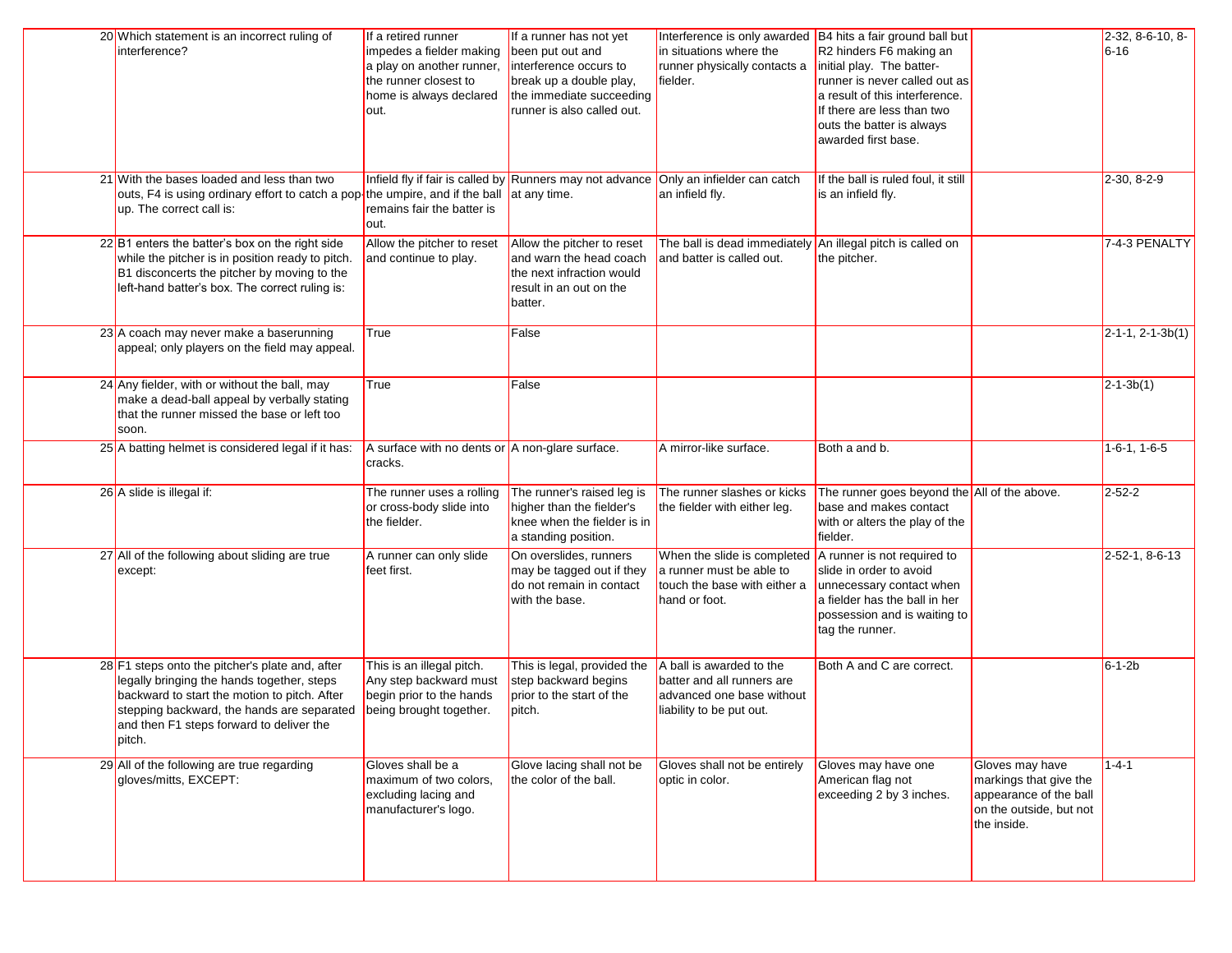| | | | | | | | |
|---|---|---|---|---|---|---|---|
| 20 | Which statement is an incorrect ruling of interference? | If a retired runner impedes a fielder making a play on another runner, the runner closest to home is always declared out. | If a runner has not yet been put out and interference occurs to break up a double play, the immediate succeeding runner is also called out. | Interference is only awarded in situations where the runner physically contacts a fielder. | B4 hits a fair ground ball but R2 hinders F6 making an initial play. The batter-runner is never called out as a result of this interference. If there are less than two outs the batter is always awarded first base. | | 2-32, 8-6-10, 8-6-16 |
| 21 | With the bases loaded and less than two outs, F4 is using ordinary effort to catch a pop-up. The correct call is: | Infield fly if fair is called by the umpire, and if the ball remains fair the batter is out. | Runners may not advance at any time. | Only an infielder can catch an infield fly. | If the ball is ruled foul, it still is an infield fly. | | 2-30, 8-2-9 |
| 22 | B1 enters the batter's box on the right side while the pitcher is in position ready to pitch. B1 disconcerts the pitcher by moving to the left-hand batter's box. The correct ruling is: | Allow the pitcher to reset and continue to play. | Allow the pitcher to reset and warn the head coach the next infraction would result in an out on the batter. | The ball is dead immediately and batter is called out. | An illegal pitch is called on the pitcher. | | 7-4-3 PENALTY |
| 23 | A coach may never make a baserunning appeal; only players on the field may appeal. | True | False | | | | 2-1-1, 2-1-3b(1) |
| 24 | Any fielder, with or without the ball, may make a dead-ball appeal by verbally stating that the runner missed the base or left too soon. | True | False | | | | 2-1-3b(1) |
| 25 | A batting helmet is considered legal if it has: | A surface with no dents or cracks. | A non-glare surface. | A mirror-like surface. | Both a and b. | | 1-6-1, 1-6-5 |
| 26 | A slide is illegal if: | The runner uses a rolling or cross-body slide into the fielder. | The runner's raised leg is higher than the fielder's knee when the fielder is in a standing position. | The runner slashes or kicks the fielder with either leg. | The runner goes beyond the base and makes contact with or alters the play of the fielder. | All of the above. | 2-52-2 |
| 27 | All of the following about sliding are true except: | A runner can only slide feet first. | On overslides, runners may be tagged out if they do not remain in contact with the base. | When the slide is completed a runner must be able to touch the base with either a hand or foot. | A runner is not required to slide in order to avoid unnecessary contact when a fielder has the ball in her possession and is waiting to tag the runner. | | 2-52-1, 8-6-13 |
| 28 | F1 steps onto the pitcher's plate and, after legally bringing the hands together, steps backward to start the motion to pitch. After stepping backward, the hands are separated and then F1 steps forward to deliver the pitch. | This is an illegal pitch. Any step backward must begin prior to the hands being brought together. | This is legal, provided the step backward begins prior to the start of the pitch. | A ball is awarded to the batter and all runners are advanced one base without liability to be put out. | Both A and C are correct. | | 6-1-2b |
| 29 | All of the following are true regarding gloves/mitts, EXCEPT: | Gloves shall be a maximum of two colors, excluding lacing and manufacturer's logo. | Glove lacing shall not be the color of the ball. | Gloves shall not be entirely optic in color. | Gloves may have one American flag not exceeding 2 by 3 inches. | Gloves may have markings that give the appearance of the ball on the outside, but not the inside. | 1-4-1 |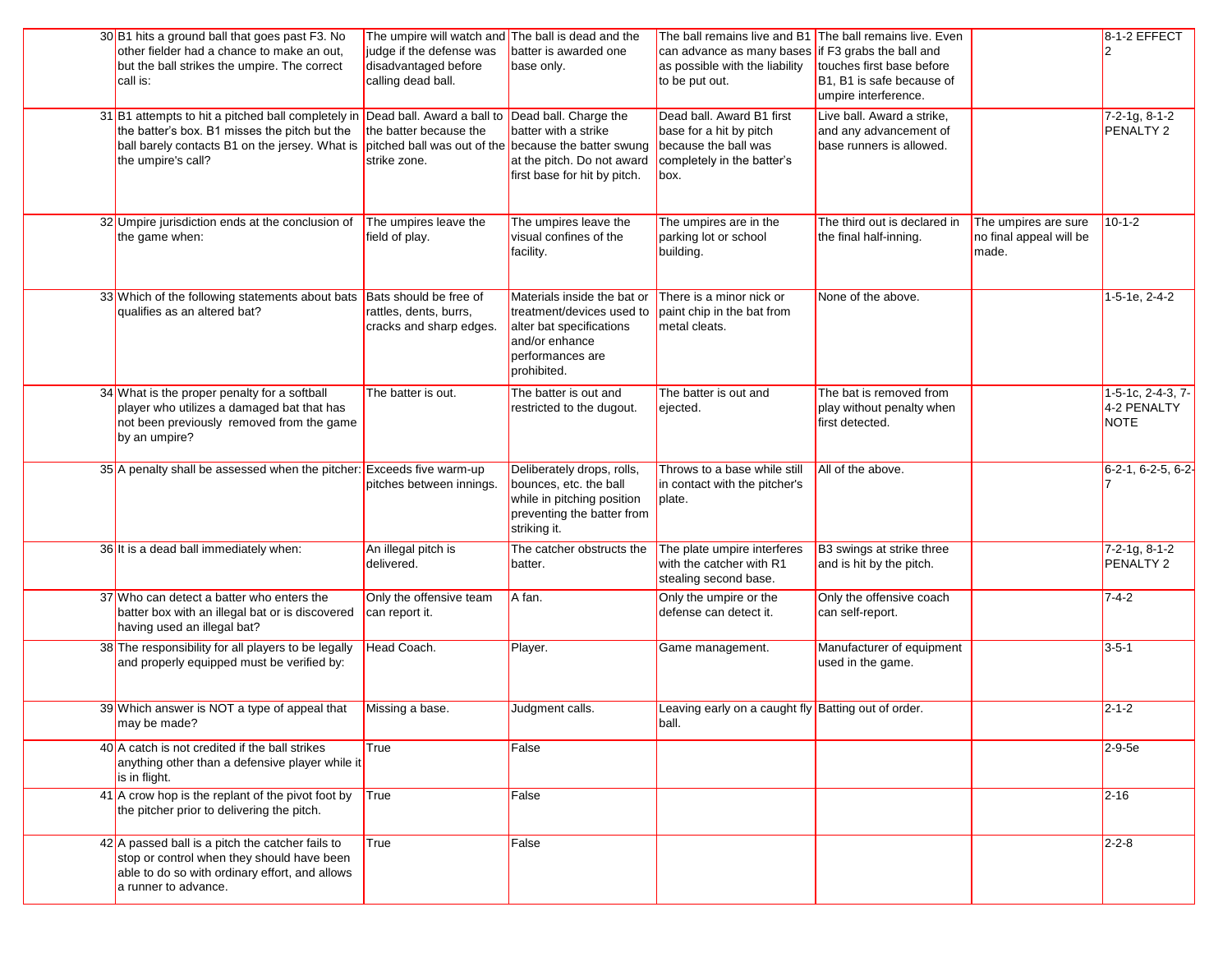| | | | | | | | |
|---|---|---|---|---|---|---|---|
| 30 | B1 hits a ground ball that goes past F3. No other fielder had a chance to make an out, but the ball strikes the umpire. The correct call is: | The umpire will watch and judge if the defense was disadvantaged before calling dead ball. | The ball is dead and the batter is awarded one base only. | The ball remains live and B1 can advance as many bases as possible with the liability to be put out. | The ball remains live. Even if F3 grabs the ball and touches first base before B1, B1 is safe because of umpire interference. | | 8-1-2 EFFECT 2 |
| 31 | B1 attempts to hit a pitched ball completely in the batter's box. B1 misses the pitch but the ball barely contacts B1 on the jersey. What is the umpire's call? | Dead ball. Award a ball to the batter because the pitched ball was out of the strike zone. | Dead ball. Charge the batter with a strike because the batter swung at the pitch. Do not award first base for hit by pitch. | Dead ball. Award B1 first base for a hit by pitch because the ball was completely in the batter's box. | Live ball. Award a strike, and any advancement of base runners is allowed. | | 7-2-1g, 8-1-2 PENALTY 2 |
| 32 | Umpire jurisdiction ends at the conclusion of the game when: | The umpires leave the field of play. | The umpires leave the visual confines of the facility. | The umpires are in the parking lot or school building. | The third out is declared in the final half-inning. | The umpires are sure no final appeal will be made. | 10-1-2 |
| 33 | Which of the following statements about bats qualifies as an altered bat? | Bats should be free of rattles, dents, burrs, cracks and sharp edges. | Materials inside the bat or treatment/devices used to alter bat specifications and/or enhance performances are prohibited. | There is a minor nick or paint chip in the bat from metal cleats. | None of the above. | | 1-5-1e, 2-4-2 |
| 34 | What is the proper penalty for a softball player who utilizes a damaged bat that has not been previously removed from the game by an umpire? | The batter is out. | The batter is out and restricted to the dugout. | The batter is out and ejected. | The bat is removed from play without penalty when first detected. | | 1-5-1c, 2-4-3, 7-4-2 PENALTY NOTE |
| 35 | A penalty shall be assessed when the pitcher: | Exceeds five warm-up pitches between innings. | Deliberately drops, rolls, bounces, etc. the ball while in pitching position preventing the batter from striking it. | Throws to a base while still in contact with the pitcher's plate. | All of the above. | | 6-2-1, 6-2-5, 6-2-7 |
| 36 | It is a dead ball immediately when: | An illegal pitch is delivered. | The catcher obstructs the batter. | The plate umpire interferes with the catcher with R1 stealing second base. | B3 swings at strike three and is hit by the pitch. | | 7-2-1g, 8-1-2 PENALTY 2 |
| 37 | Who can detect a batter who enters the batter box with an illegal bat or is discovered having used an illegal bat? | Only the offensive team can report it. | A fan. | Only the umpire or the defense can detect it. | Only the offensive coach can self-report. | | 7-4-2 |
| 38 | The responsibility for all players to be legally and properly equipped must be verified by: | Head Coach. | Player. | Game management. | Manufacturer of equipment used in the game. | | 3-5-1 |
| 39 | Which answer is NOT a type of appeal that may be made? | Missing a base. | Judgment calls. | Leaving early on a caught fly ball. | Batting out of order. | | 2-1-2 |
| 40 | A catch is not credited if the ball strikes anything other than a defensive player while it is in flight. | True | False | | | | 2-9-5e |
| 41 | A crow hop is the replant of the pivot foot by the pitcher prior to delivering the pitch. | True | False | | | | 2-16 |
| 42 | A passed ball is a pitch the catcher fails to stop or control when they should have been able to do so with ordinary effort, and allows a runner to advance. | True | False | | | | 2-2-8 |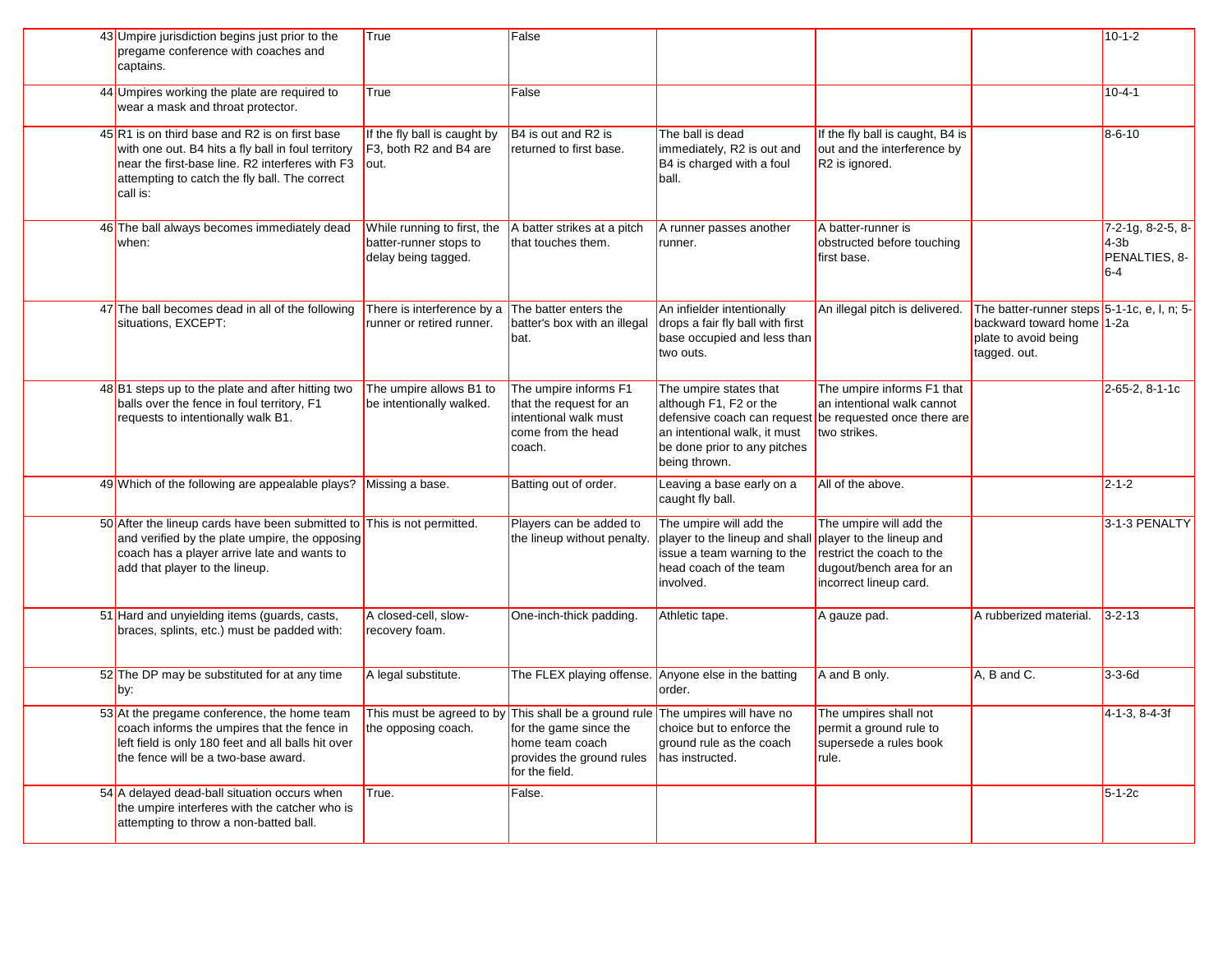| | | | | | | | |
|---|---|---|---|---|---|---|---|
| 43 | Umpire jurisdiction begins just prior to the pregame conference with coaches and captains. | True | False | | | | 10-1-2 |
| 44 | Umpires working the plate are required to wear a mask and throat protector. | True | False | | | | 10-4-1 |
| 45 | R1 is on third base and R2 is on first base with one out. B4 hits a fly ball in foul territory near the first-base line. R2 interferes with F3 attempting to catch the fly ball. The correct call is: | If the fly ball is caught by F3, both R2 and B4 are out. | B4 is out and R2 is returned to first base. | The ball is dead immediately, R2 is out and B4 is charged with a foul ball. | If the fly ball is caught, B4 is out and the interference by R2 is ignored. | | 8-6-10 |
| 46 | The ball always becomes immediately dead when: | While running to first, the batter-runner stops to delay being tagged. | A batter strikes at a pitch that touches them. | A runner passes another runner. | A batter-runner is obstructed before touching first base. | | 7-2-1g, 8-2-5, 8-4-3b PENALTIES, 8-6-4 |
| 47 | The ball becomes dead in all of the following situations, EXCEPT: | There is interference by a runner or retired runner. | The batter enters the batter's box with an illegal bat. | An infielder intentionally drops a fair fly ball with first base occupied and less than two outs. | An illegal pitch is delivered. | The batter-runner steps backward toward home plate to avoid being tagged. out. | 5-1-1c, e, l, n; 5-1-2a |
| 48 | B1 steps up to the plate and after hitting two balls over the fence in foul territory, F1 requests to intentionally walk B1. | The umpire allows B1 to be intentionally walked. | The umpire informs F1 that the request for an intentional walk must come from the head coach. | The umpire states that although F1, F2 or the defensive coach can request an intentional walk, it must be done prior to any pitches being thrown. | The umpire informs F1 that an intentional walk cannot be requested once there are two strikes. | | 2-65-2, 8-1-1c |
| 49 | Which of the following are appealable plays? | Missing a base. | Batting out of order. | Leaving a base early on a caught fly ball. | All of the above. | | 2-1-2 |
| 50 | After the lineup cards have been submitted to and verified by the plate umpire, the opposing coach has a player arrive late and wants to add that player to the lineup. | This is not permitted. | Players can be added to the lineup without penalty. | The umpire will add the player to the lineup and shall issue a team warning to the head coach of the team involved. | The umpire will add the player to the lineup and restrict the coach to the dugout/bench area for an incorrect lineup card. | | 3-1-3 PENALTY |
| 51 | Hard and unyielding items (guards, casts, braces, splints, etc.) must be padded with: | A closed-cell, slow-recovery foam. | One-inch-thick padding. | Athletic tape. | A gauze pad. | A rubberized material. | 3-2-13 |
| 52 | The DP may be substituted for at any time by: | A legal substitute. | The FLEX playing offense. | Anyone else in the batting order. | A and B only. | A, B and C. | 3-3-6d |
| 53 | At the pregame conference, the home team coach informs the umpires that the fence in left field is only 180 feet and all balls hit over the fence will be a two-base award. | This must be agreed to by the opposing coach. | This shall be a ground rule for the game since the home team coach provides the ground rules for the field. | The umpires will have no choice but to enforce the ground rule as the coach has instructed. | The umpires shall not permit a ground rule to supersede a rules book rule. | | 4-1-3, 8-4-3f |
| 54 | A delayed dead-ball situation occurs when the umpire interferes with the catcher who is attempting to throw a non-batted ball. | True. | False. | | | | 5-1-2c |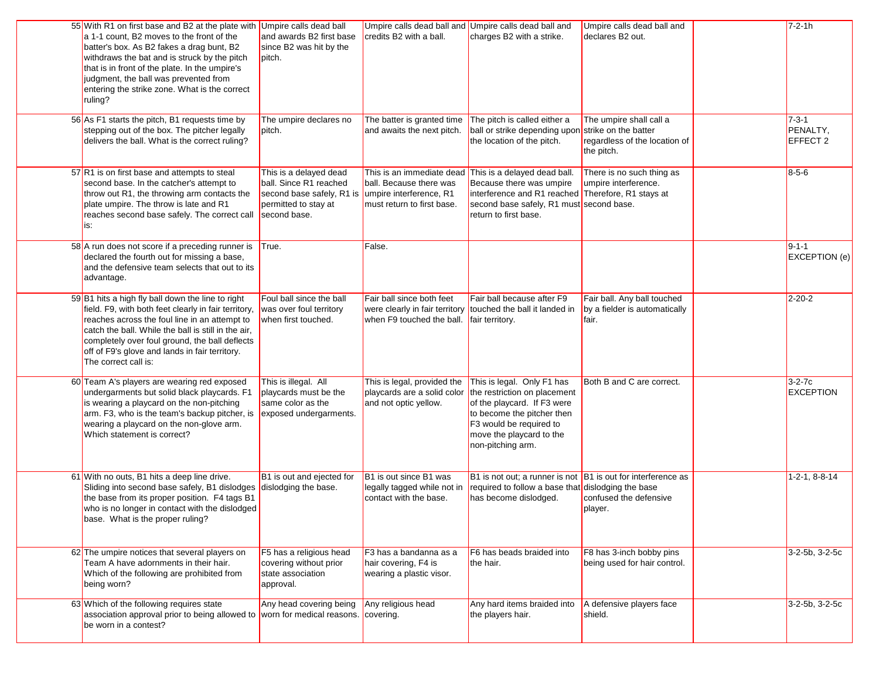| | | | | | | | |
|---|---|---|---|---|---|---|---|
| 55 | With R1 on first base and B2 at the plate with a 1-1 count, B2 moves to the front of the batter's box. As B2 fakes a drag bunt, B2 withdraws the bat and is struck by the pitch that is in front of the plate. In the umpire's judgment, the ball was prevented from entering the strike zone. What is the correct ruling? | Umpire calls dead ball and awards B2 first base since B2 was hit by the pitch. | Umpire calls dead ball and credits B2 with a ball. | Umpire calls dead ball and charges B2 with a strike. | Umpire calls dead ball and declares B2 out. | | 7-2-1h |
| 56 | As F1 starts the pitch, B1 requests time by stepping out of the box. The pitcher legally delivers the ball. What is the correct ruling? | The umpire declares no pitch. | The batter is granted time and awaits the next pitch. | The pitch is called either a ball or strike depending upon the location of the pitch. | The umpire shall call a strike on the batter regardless of the location of the pitch. | | 7-3-1 PENALTY, EFFECT 2 |
| 57 | R1 is on first base and attempts to steal second base. In the catcher's attempt to throw out R1, the throwing arm contacts the plate umpire. The throw is late and R1 reaches second base safely. The correct call is: | This is a delayed dead ball. Since R1 reached second base safely, R1 is permitted to stay at second base. | This is an immediate dead ball. Because there was umpire interference, R1 must return to first base. | This is a delayed dead ball. Because there was umpire interference and R1 reached second base safely, R1 must return to first base. | There is no such thing as umpire interference. Therefore, R1 stays at second base. | | 8-5-6 |
| 58 | A run does not score if a preceding runner is declared the fourth out for missing a base, and the defensive team selects that out to its advantage. | True. | False. | | | | 9-1-1 EXCEPTION (e) |
| 59 | B1 hits a high fly ball down the line to right field. F9, with both feet clearly in fair territory, reaches across the foul line in an attempt to catch the ball. While the ball is still in the air, completely over foul ground, the ball deflects off of F9's glove and lands in fair territory. The correct call is: | Foul ball since the ball was over foul territory when first touched. | Fair ball since both feet were clearly in fair territory when F9 touched the ball. | Fair ball because after F9 touched the ball it landed in fair territory. | Fair ball. Any ball touched by a fielder is automatically fair. | | 2-20-2 |
| 60 | Team A's players are wearing red exposed undergarments but solid black playcards. F1 is wearing a playcard on the non-pitching arm. F3, who is the team's backup pitcher, is wearing a playcard on the non-glove arm. Which statement is correct? | This is illegal. All playcards must be the same color as the exposed undergarments. | This is legal, provided the playcards are a solid color and not optic yellow. | This is legal. Only F1 has the restriction on placement of the playcard. If F3 were to become the pitcher then F3 would be required to move the playcard to the non-pitching arm. | Both B and C are correct. | | 3-2-7c EXCEPTION |
| 61 | With no outs, B1 hits a deep line drive. Sliding into second base safely, B1 dislodges the base from its proper position. F4 tags B1 who is no longer in contact with the dislodged base. What is the proper ruling? | B1 is out and ejected for dislodging the base. | B1 is out since B1 was legally tagged while not in contact with the base. | B1 is not out; a runner is not required to follow a base that has become dislodged. | B1 is out for interference as dislodging the base confused the defensive player. | | 1-2-1, 8-8-14 |
| 62 | The umpire notices that several players on Team A have adornments in their hair. Which of the following are prohibited from being worn? | F5 has a religious head covering without prior state association approval. | F3 has a bandanna as a hair covering, F4 is wearing a plastic visor. | F6 has beads braided into the hair. | F8 has 3-inch bobby pins being used for hair control. | | 3-2-5b, 3-2-5c |
| 63 | Which of the following requires state association approval prior to being allowed to be worn in a contest? | Any head covering being worn for medical reasons. | Any religious head covering. | Any hard items braided into the players hair. | A defensive players face shield. | | 3-2-5b, 3-2-5c |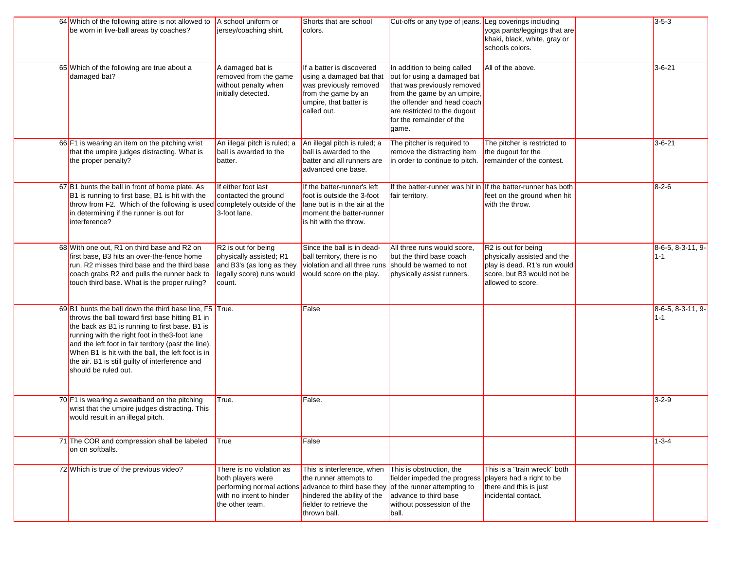| | | | | | | | |
|---|---|---|---|---|---|---|---|
| 64 | Which of the following attire is not allowed to be worn in live-ball areas by coaches? | A school uniform or jersey/coaching shirt. | Shorts that are school colors. | Cut-offs or any type of jeans. | Leg coverings including yoga pants/leggings that are khaki, black, white, gray or schools colors. | | 3-5-3 |
| 65 | Which of the following are true about a damaged bat? | A damaged bat is removed from the game without penalty when initially detected. | If a batter is discovered using a damaged bat that was previously removed from the game by an umpire, that batter is called out. | In addition to being called out for using a damaged bat that was previously removed from the game by an umpire, the offender and head coach are restricted to the dugout for the remainder of the game. | All of the above. | | 3-6-21 |
| 66 | F1 is wearing an item on the pitching wrist that the umpire judges distracting. What is the proper penalty? | An illegal pitch is ruled; a ball is awarded to the batter. | An illegal pitch is ruled; a ball is awarded to the batter and all runners are advanced one base. | The pitcher is required to remove the distracting item in order to continue to pitch. | The pitcher is restricted to the dugout for the remainder of the contest. | | 3-6-21 |
| 67 | B1 bunts the ball in front of home plate. As B1 is running to first base, B1 is hit with the throw from F2. Which of the following is used in determining if the runner is out for interference? | If either foot last contacted the ground completely outside of the 3-foot lane. | If the batter-runner's left foot is outside the 3-foot lane but is in the air at the moment the batter-runner is hit with the throw. | If the batter-runner was hit in fair territory. | If the batter-runner has both feet on the ground when hit with the throw. | | 8-2-6 |
| 68 | With one out, R1 on third base and R2 on first base, B3 hits an over-the-fence home run. R2 misses third base and the third base coach grabs R2 and pulls the runner back to touch third base. What is the proper ruling? | R2 is out for being physically assisted; R1 and B3's (as long as they legally score) runs would count. | Since the ball is in dead-ball territory, there is no violation and all three runs would score on the play. | All three runs would score, but the third base coach should be warned to not physically assist runners. | R2 is out for being physically assisted and the play is dead. R1's run would score, but B3 would not be allowed to score. | | 8-6-5, 8-3-11, 9-1-1 |
| 69 | B1 bunts the ball down the third base line, F5 throws the ball toward first base hitting B1 in the back as B1 is running to first base. B1 is running with the right foot in the3-foot lane and the left foot in fair territory (past the line). When B1 is hit with the ball, the left foot is in the air. B1 is still guilty of interference and should be ruled out. | True. | False | | | | 8-6-5, 8-3-11, 9-1-1 |
| 70 | F1 is wearing a sweatband on the pitching wrist that the umpire judges distracting. This would result in an illegal pitch. | True. | False. | | | | 3-2-9 |
| 71 | The COR and compression shall be labeled on on softballs. | True | False | | | | 1-3-4 |
| 72 | Which is true of the previous video? | There is no violation as both players were performing normal actions with no intent to hinder the other team. | This is interference, when the runner attempts to advance to third base they hindered the ability of the fielder to retrieve the thrown ball. | This is obstruction, the fielder impeded the progress of the runner attempting to advance to third base without possession of the ball. | This is a "train wreck" both players had a right to be there and this is just incidental contact. | | |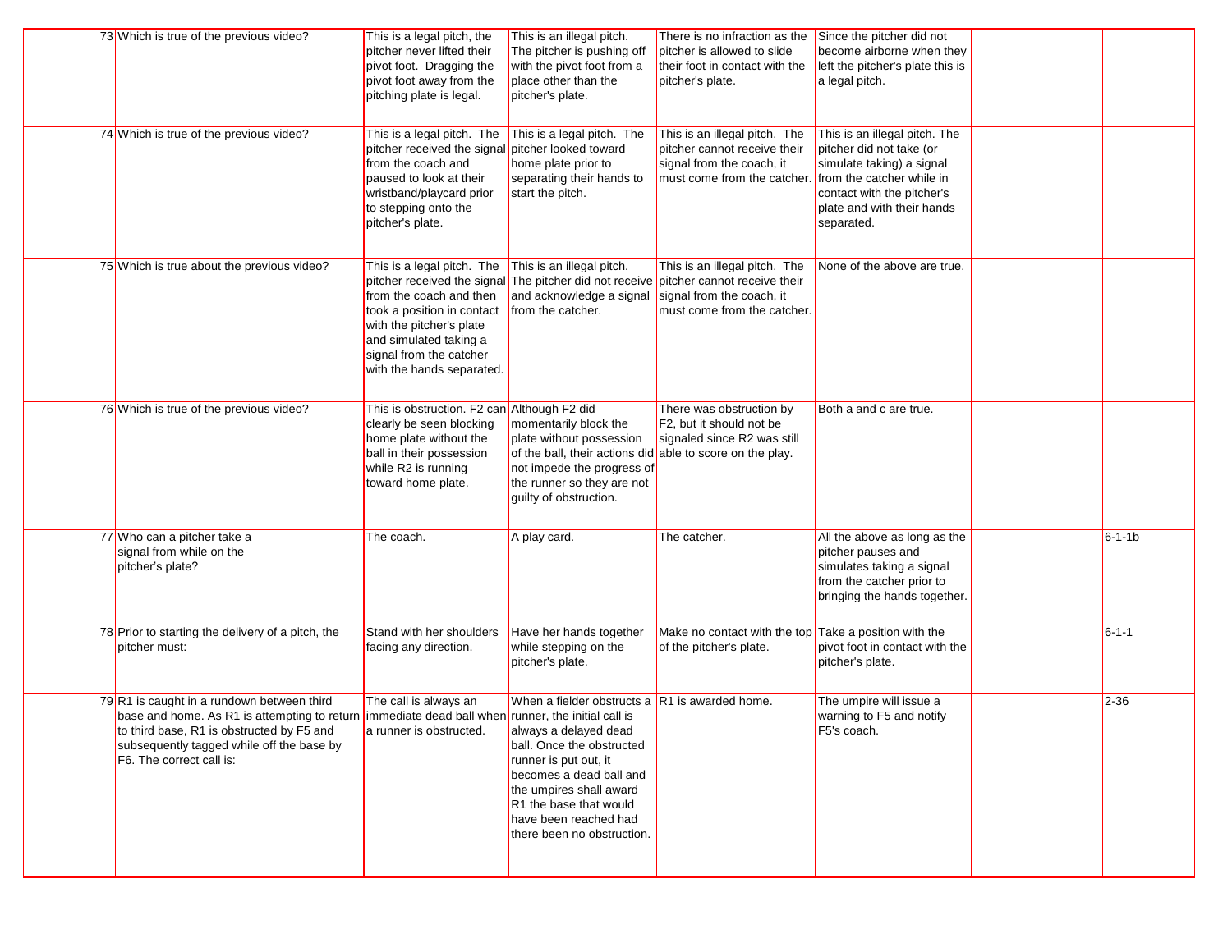| | | | | | | | |
|---|---|---|---|---|---|---|---|
| 73 | Which is true of the previous video? | This is a legal pitch, the pitcher never lifted their pivot foot. Dragging the pivot foot away from the pitching plate is legal. | This is an illegal pitch. The pitcher is pushing off with the pivot foot from a place other than the pitcher's plate. | There is no infraction as the pitcher is allowed to slide their foot in contact with the pitcher's plate. | Since the pitcher did not become airborne when they left the pitcher's plate this is a legal pitch. | | |
| 74 | Which is true of the previous video? | This is a legal pitch. The pitcher received the signal from the coach and paused to look at their wristband/playcard prior to stepping onto the pitcher's plate. | This is a legal pitch. The pitcher looked toward home plate prior to separating their hands to start the pitch. | This is an illegal pitch. The pitcher cannot receive their signal from the coach, it must come from the catcher. | This is an illegal pitch. The pitcher did not take (or simulate taking) a signal from the catcher while in contact with the pitcher's plate and with their hands separated. | | |
| 75 | Which is true about the previous video? | This is a legal pitch. The pitcher received the signal from the coach and then took a position in contact with the pitcher's plate and simulated taking a signal from the catcher with the hands separated. | This is an illegal pitch. The pitcher did not receive and acknowledge a signal from the catcher. | This is an illegal pitch. The pitcher cannot receive their signal from the coach, it must come from the catcher. | None of the above are true. | | |
| 76 | Which is true of the previous video? | This is obstruction. F2 can clearly be seen blocking home plate without the ball in their possession while R2 is running toward home plate. | Although F2 did momentarily block the plate without possession of the ball, their actions did not impede the progress of the runner so they are not guilty of obstruction. | There was obstruction by F2, but it should not be signaled since R2 was still able to score on the play. | Both a and c are true. | | |
| 77 | Who can a pitcher take a signal from while on the pitcher's plate? | The coach. | A play card. | The catcher. | All the above as long as the pitcher pauses and simulates taking a signal from the catcher prior to bringing the hands together. | | 6-1-1b |
| 78 | Prior to starting the delivery of a pitch, the pitcher must: | Stand with her shoulders facing any direction. | Have her hands together while stepping on the pitcher's plate. | Make no contact with the top of the pitcher's plate. | Take a position with the pivot foot in contact with the pitcher's plate. | | 6-1-1 |
| 79 | R1 is caught in a rundown between third base and home. As R1 is attempting to return to third base, R1 is obstructed by F5 and subsequently tagged while off the base by F6. The correct call is: | The call is always an immediate dead ball when a runner is obstructed. | When a fielder obstructs a runner, the initial call is always a delayed dead ball. Once the obstructed runner is put out, it becomes a dead ball and the umpires shall award R1 the base that would have been reached had there been no obstruction. | R1 is awarded home. | The umpire will issue a warning to F5 and notify F5's coach. | | 2-36 |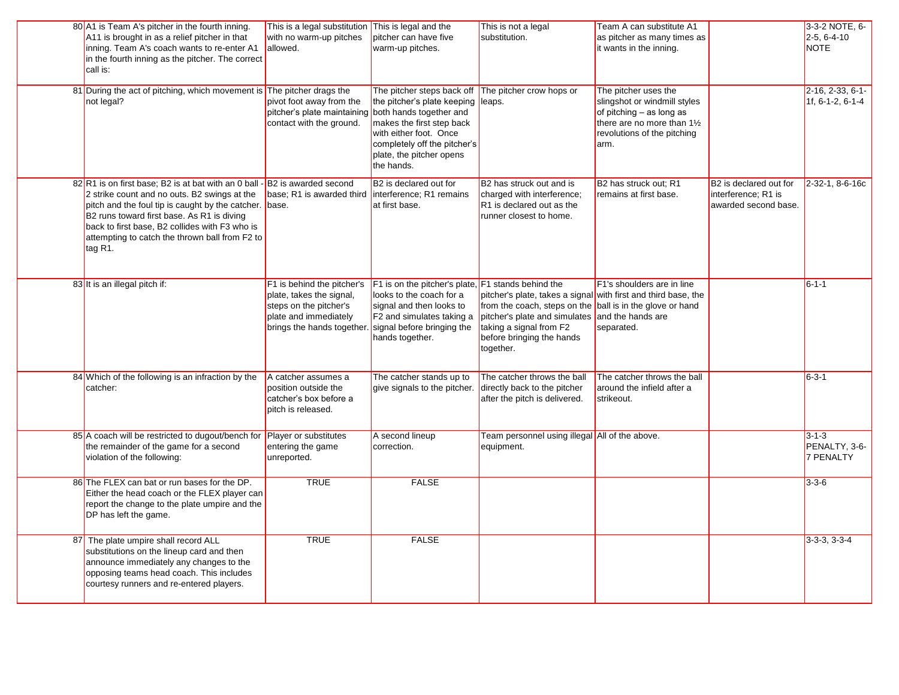| | | | | | | | |
|---|---|---|---|---|---|---|---|
| 80 | A1 is Team A's pitcher in the fourth inning. A11 is brought in as a relief pitcher in that inning. Team A's coach wants to re-enter A1 in the fourth inning as the pitcher. The correct call is: | This is a legal substitution with no warm-up pitches allowed. | This is legal and the pitcher can have five warm-up pitches. | This is not a legal substitution. | Team A can substitute A1 as pitcher as many times as it wants in the inning. | | 3-3-2 NOTE, 6-2-5, 6-4-10 NOTE |
| 81 | During the act of pitching, which movement is not legal? | The pitcher drags the pivot foot away from the pitcher's plate maintaining contact with the ground. | The pitcher steps back off the pitcher's plate keeping both hands together and makes the first step back with either foot. Once completely off the pitcher's plate, the pitcher opens the hands. | The pitcher crow hops or leaps. | The pitcher uses the slingshot or windmill styles of pitching – as long as there are no more than 1½ revolutions of the pitching arm. | | 2-16, 2-33, 6-1-1f, 6-1-2, 6-1-4 |
| 82 | R1 is on first base; B2 is at bat with an 0 ball - 2 strike count and no outs. B2 swings at the pitch and the foul tip is caught by the catcher. B2 runs toward first base. As R1 is diving back to first base, B2 collides with F3 who is attempting to catch the thrown ball from F2 to tag R1. | B2 is awarded second base; R1 is awarded third base. | B2 is declared out for interference; R1 remains at first base. | B2 has struck out and is charged with interference; R1 is declared out as the runner closest to home. | B2 has struck out; R1 remains at first base. | B2 is declared out for interference; R1 is awarded second base. | 2-32-1, 8-6-16c |
| 83 | It is an illegal pitch if: | F1 is behind the pitcher's plate, takes the signal, steps on the pitcher's plate and immediately brings the hands together. | F1 is on the pitcher's plate, looks to the coach for a signal and then looks to F2 and simulates taking a signal before bringing the hands together. | F1 stands behind the pitcher's plate, takes a signal from the coach, steps on the pitcher's plate and simulates taking a signal from F2 before bringing the hands together. | F1's shoulders are in line with first and third base, the ball is in the glove or hand and the hands are separated. | | 6-1-1 |
| 84 | Which of the following is an infraction by the catcher: | A catcher assumes a position outside the catcher's box before a pitch is released. | The catcher stands up to give signals to the pitcher. | The catcher throws the ball directly back to the pitcher after the pitch is delivered. | The catcher throws the ball around the infield after a strikeout. | | 6-3-1 |
| 85 | A coach will be restricted to dugout/bench for the remainder of the game for a second violation of the following: | Player or substitutes entering the game unreported. | A second lineup correction. | Team personnel using illegal equipment. | All of the above. | | 3-1-3 PENALTY, 3-6-7 PENALTY |
| 86 | The FLEX can bat or run bases for the DP. Either the head coach or the FLEX player can report the change to the plate umpire and the DP has left the game. | TRUE | FALSE | | | | 3-3-6 |
| 87 | The plate umpire shall record ALL substitutions on the lineup card and then announce immediately any changes to the opposing teams head coach. This includes courtesy runners and re-entered players. | TRUE | FALSE | | | | 3-3-3, 3-3-4 |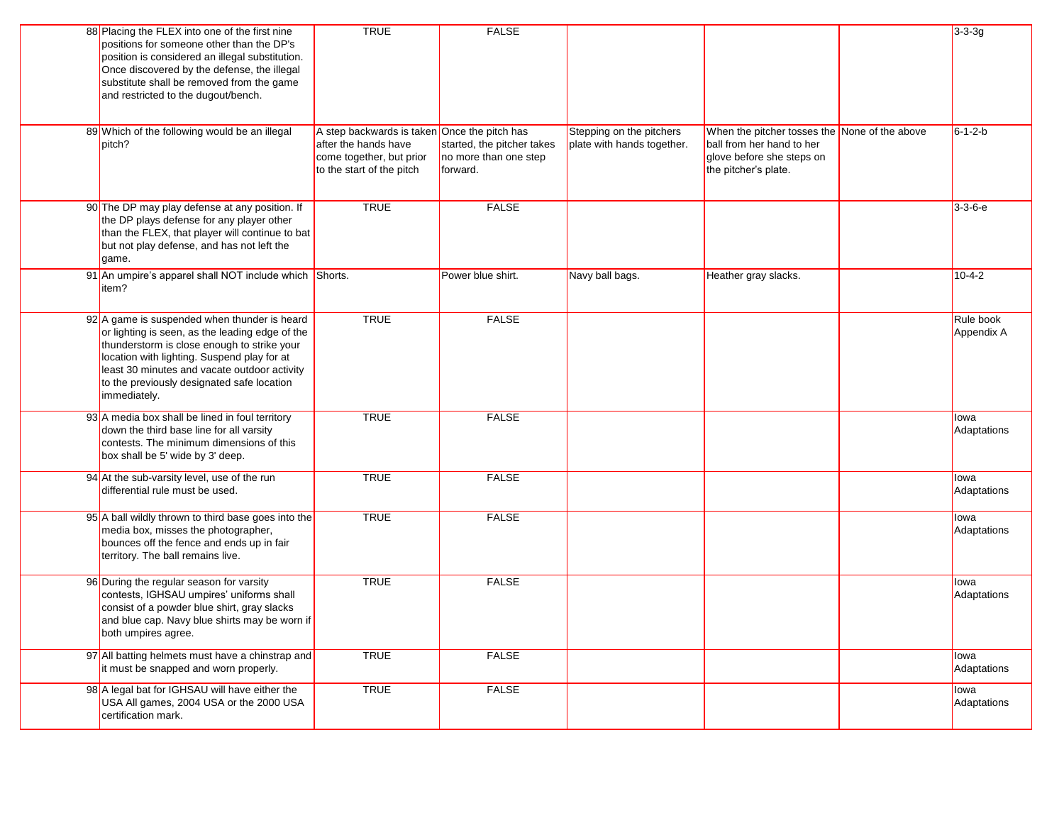| | | | | | | | |
|---|---|---|---|---|---|---|---|
| 88 | Placing the FLEX into one of the first nine positions for someone other than the DP's position is considered an illegal substitution. Once discovered by the defense, the illegal substitute shall be removed from the game and restricted to the dugout/bench. | TRUE | FALSE | | | | 3-3-3g |
| 89 | Which of the following would be an illegal pitch? | A step backwards is taken after the hands have come together, but prior to the start of the pitch | Once the pitch has started, the pitcher takes no more than one step forward. | Stepping on the pitchers plate with hands together. | When the pitcher tosses the ball from her hand to her glove before she steps on the pitcher's plate. | None of the above | 6-1-2-b |
| 90 | The DP may play defense at any position. If the DP plays defense for any player other than the FLEX, that player will continue to bat but not play defense, and has not left the game. | TRUE | FALSE | | | | 3-3-6-e |
| 91 | An umpire's apparel shall NOT include which item? | Shorts. | Power blue shirt. | Navy ball bags. | Heather gray slacks. | | 10-4-2 |
| 92 | A game is suspended when thunder is heard or lighting is seen, as the leading edge of the thunderstorm is close enough to strike your location with lighting. Suspend play for at least 30 minutes and vacate outdoor activity to the previously designated safe location immediately. | TRUE | FALSE | | | | Rule book Appendix A |
| 93 | A media box shall be lined in foul territory down the third base line for all varsity contests. The minimum dimensions of this box shall be 5' wide by 3' deep. | TRUE | FALSE | | | | Iowa Adaptations |
| 94 | At the sub-varsity level, use of the run differential rule must be used. | TRUE | FALSE | | | | Iowa Adaptations |
| 95 | A ball wildly thrown to third base goes into the media box, misses the photographer, bounces off the fence and ends up in fair territory. The ball remains live. | TRUE | FALSE | | | | Iowa Adaptations |
| 96 | During the regular season for varsity contests, IGHSAU umpires' uniforms shall consist of a powder blue shirt, gray slacks and blue cap. Navy blue shirts may be worn if both umpires agree. | TRUE | FALSE | | | | Iowa Adaptations |
| 97 | All batting helmets must have a chinstrap and it must be snapped and worn properly. | TRUE | FALSE | | | | Iowa Adaptations |
| 98 | A legal bat for IGHSAU will have either the USA All games, 2004 USA or the 2000 USA certification mark. | TRUE | FALSE | | | | Iowa Adaptations |